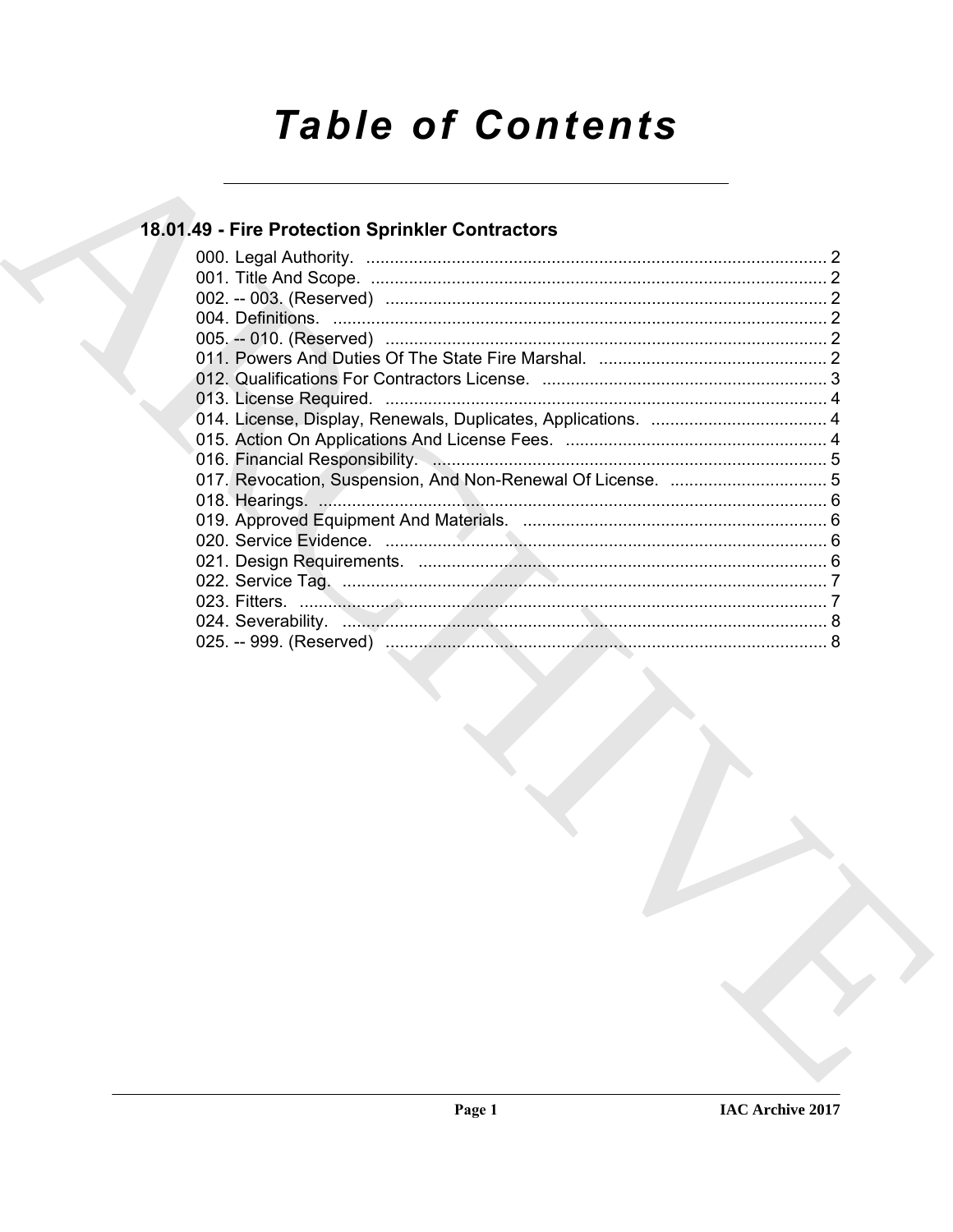# Table of Contents

## 18.01.49 - Fire Protection Sprinkler Contractors

000. Legal Authority. ........................................................................................... 2
001. Title And Scope. ........................................................................................... 2
002. -- 003. (Reserved) ........................................................................................... 2
004. Definitions. ........................................................................................... 2
005. -- 010. (Reserved) ........................................................................................... 2
011. Powers And Duties Of The State Fire Marshal. ........................................................ 2
012. Qualifications For Contractors License. ........................................................ 3
013. License Required. ........................................................................................... 4
014. License, Display, Renewals, Duplicates, Applications. ........................................ 4
015. Action On Applications And License Fees. ........................................................ 4
016. Financial Responsibility. ........................................................................................... 5
017. Revocation, Suspension, And Non-Renewal Of License. ........................................ 5
018. Hearings. ........................................................................................... 6
019. Approved Equipment And Materials. ........................................................................ 6
020. Service Evidence. ........................................................................................... 6
021. Design Requirements. ........................................................................................... 6
022. Service Tag. ........................................................................................... 7
023. Fitters. ........................................................................................... 7
024. Severability. ........................................................................................... 8
025. -- 999. (Reserved) ........................................................................................... 8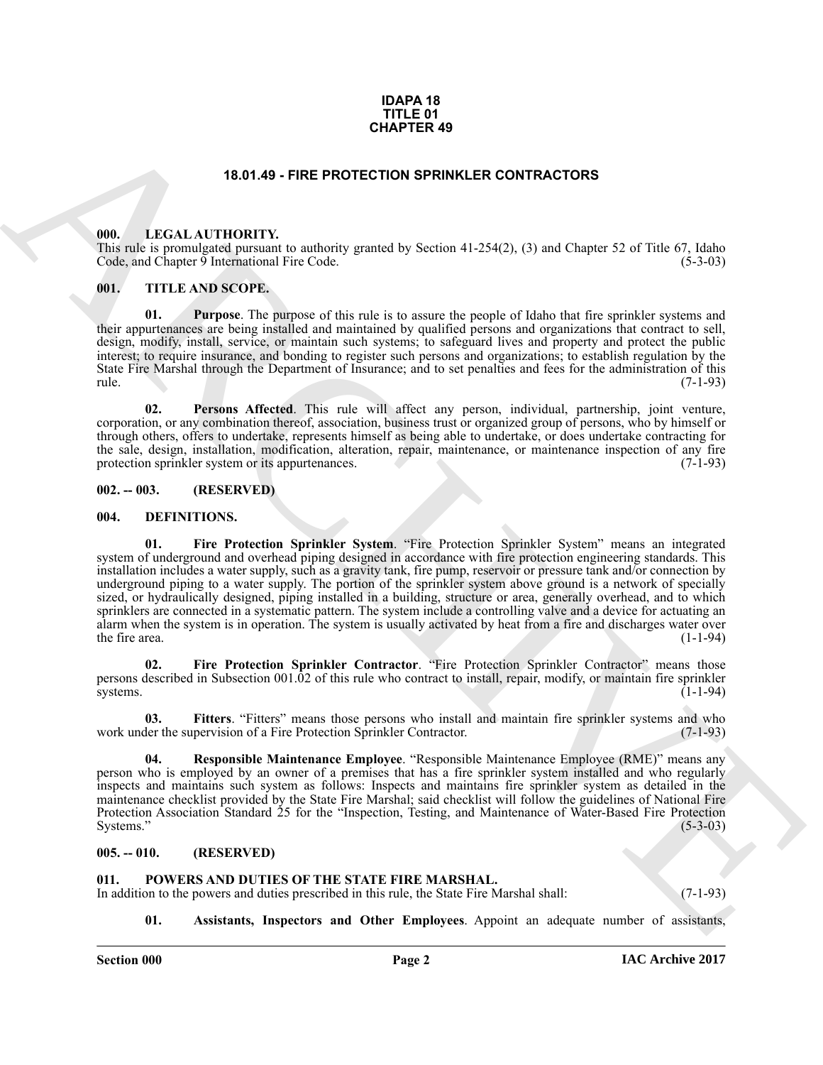**IDAPA 18**
**TITLE 01**
**CHAPTER 49**

# 18.01.49 - FIRE PROTECTION SPRINKLER CONTRACTORS

## 000. LEGAL AUTHORITY.

This rule is promulgated pursuant to authority granted by Section 41-254(2), (3) and Chapter 52 of Title 67, Idaho Code, and Chapter 9 International Fire Code. (5-3-03)

## 001. TITLE AND SCOPE.

**01. Purpose**. The purpose of this rule is to assure the people of Idaho that fire sprinkler systems and their appurtenances are being installed and maintained by qualified persons and organizations that contract to sell, design, modify, install, service, or maintain such systems; to safeguard lives and property and protect the public interest; to require insurance, and bonding to register such persons and organizations; to establish regulation by the State Fire Marshal through the Department of Insurance; and to set penalties and fees for the administration of this rule. (7-1-93)

**02. Persons Affected**. This rule will affect any person, individual, partnership, joint venture, corporation, or any combination thereof, association, business trust or organized group of persons, who by himself or through others, offers to undertake, represents himself as being able to undertake, or does undertake contracting for the sale, design, installation, modification, alteration, repair, maintenance, or maintenance inspection of any fire protection sprinkler system or its appurtenances. (7-1-93)

## 002. -- 003. (RESERVED)

## 004. DEFINITIONS.

**01. Fire Protection Sprinkler System**. "Fire Protection Sprinkler System" means an integrated system of underground and overhead piping designed in accordance with fire protection engineering standards. This installation includes a water supply, such as a gravity tank, fire pump, reservoir or pressure tank and/or connection by underground piping to a water supply. The portion of the sprinkler system above ground is a network of specially sized, or hydraulically designed, piping installed in a building, structure or area, generally overhead, and to which sprinklers are connected in a systematic pattern. The system include a controlling valve and a device for actuating an alarm when the system is in operation. The system is usually activated by heat from a fire and discharges water over the fire area. (1-1-94)

**02. Fire Protection Sprinkler Contractor**. "Fire Protection Sprinkler Contractor" means those persons described in Subsection 001.02 of this rule who contract to install, repair, modify, or maintain fire sprinkler systems. (1-1-94)

**03. Fitters**. "Fitters" means those persons who install and maintain fire sprinkler systems and who work under the supervision of a Fire Protection Sprinkler Contractor. (7-1-93)

**04. Responsible Maintenance Employee**. "Responsible Maintenance Employee (RME)" means any person who is employed by an owner of a premises that has a fire sprinkler system installed and who regularly inspects and maintains such system as follows: Inspects and maintains fire sprinkler system as detailed in the maintenance checklist provided by the State Fire Marshal; said checklist will follow the guidelines of National Fire Protection Association Standard 25 for the "Inspection, Testing, and Maintenance of Water-Based Fire Protection Systems." (5-3-03)

## 005. -- 010. (RESERVED)

## 011. POWERS AND DUTIES OF THE STATE FIRE MARSHAL.

In addition to the powers and duties prescribed in this rule, the State Fire Marshal shall: (7-1-93)

**01. Assistants, Inspectors and Other Employees**. Appoint an adequate number of assistants,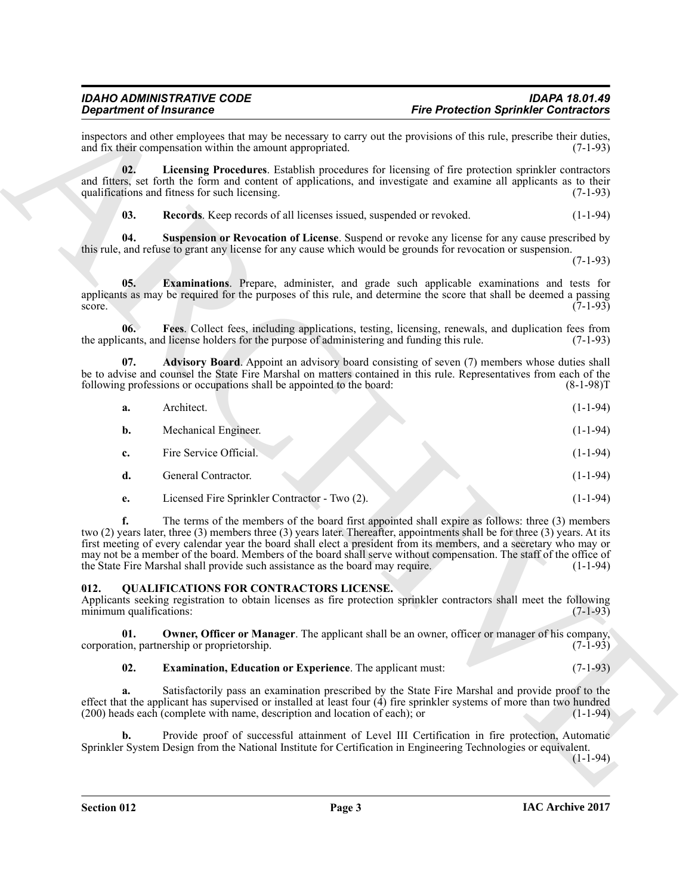inspectors and other employees that may be necessary to carry out the provisions of this rule, prescribe their duties, and fix their compensation within the amount appropriated. (7-1-93)

**02. Licensing Procedures**. Establish procedures for licensing of fire protection sprinkler contractors and fitters, set forth the form and content of applications, and investigate and examine all applicants as to their qualifications and fitness for such licensing. (7-1-93)

**03. Records**. Keep records of all licenses issued, suspended or revoked. (1-1-94)

**04. Suspension or Revocation of License**. Suspend or revoke any license for any cause prescribed by this rule, and refuse to grant any license for any cause which would be grounds for revocation or suspension. (7-1-93)

**05. Examinations**. Prepare, administer, and grade such applicable examinations and tests for applicants as may be required for the purposes of this rule, and determine the score that shall be deemed a passing score. (7-1-93)

**06. Fees**. Collect fees, including applications, testing, licensing, renewals, and duplication fees from the applicants, and license holders for the purpose of administering and funding this rule. (7-1-93)

**07. Advisory Board**. Appoint an advisory board consisting of seven (7) members whose duties shall be to advise and counsel the State Fire Marshal on matters contained in this rule. Representatives from each of the following professions or occupations shall be appointed to the board: (8-1-98)T

**a.** Architect. (1-1-94)

**b.** Mechanical Engineer. (1-1-94)

**c.** Fire Service Official. (1-1-94)

**d.** General Contractor. (1-1-94)

**e.** Licensed Fire Sprinkler Contractor - Two (2). (1-1-94)

**f.** The terms of the members of the board first appointed shall expire as follows: three (3) members two (2) years later, three (3) members three (3) years later. Thereafter, appointments shall be for three (3) years. At its first meeting of every calendar year the board shall elect a president from its members, and a secretary who may or may not be a member of the board. Members of the board shall serve without compensation. The staff of the office of the State Fire Marshal shall provide such assistance as the board may require. (1-1-94)

## 012. QUALIFICATIONS FOR CONTRACTORS LICENSE.

Applicants seeking registration to obtain licenses as fire protection sprinkler contractors shall meet the following minimum qualifications: (7-1-93)

**01. Owner, Officer or Manager**. The applicant shall be an owner, officer or manager of his company, corporation, partnership or proprietorship. (7-1-93)

**02. Examination, Education or Experience**. The applicant must: (7-1-93)

**a.** Satisfactorily pass an examination prescribed by the State Fire Marshal and provide proof to the effect that the applicant has supervised or installed at least four (4) fire sprinkler systems of more than two hundred (200) heads each (complete with name, description and location of each); or (1-1-94)

**b.** Provide proof of successful attainment of Level III Certification in fire protection, Automatic Sprinkler System Design from the National Institute for Certification in Engineering Technologies or equivalent. (1-1-94)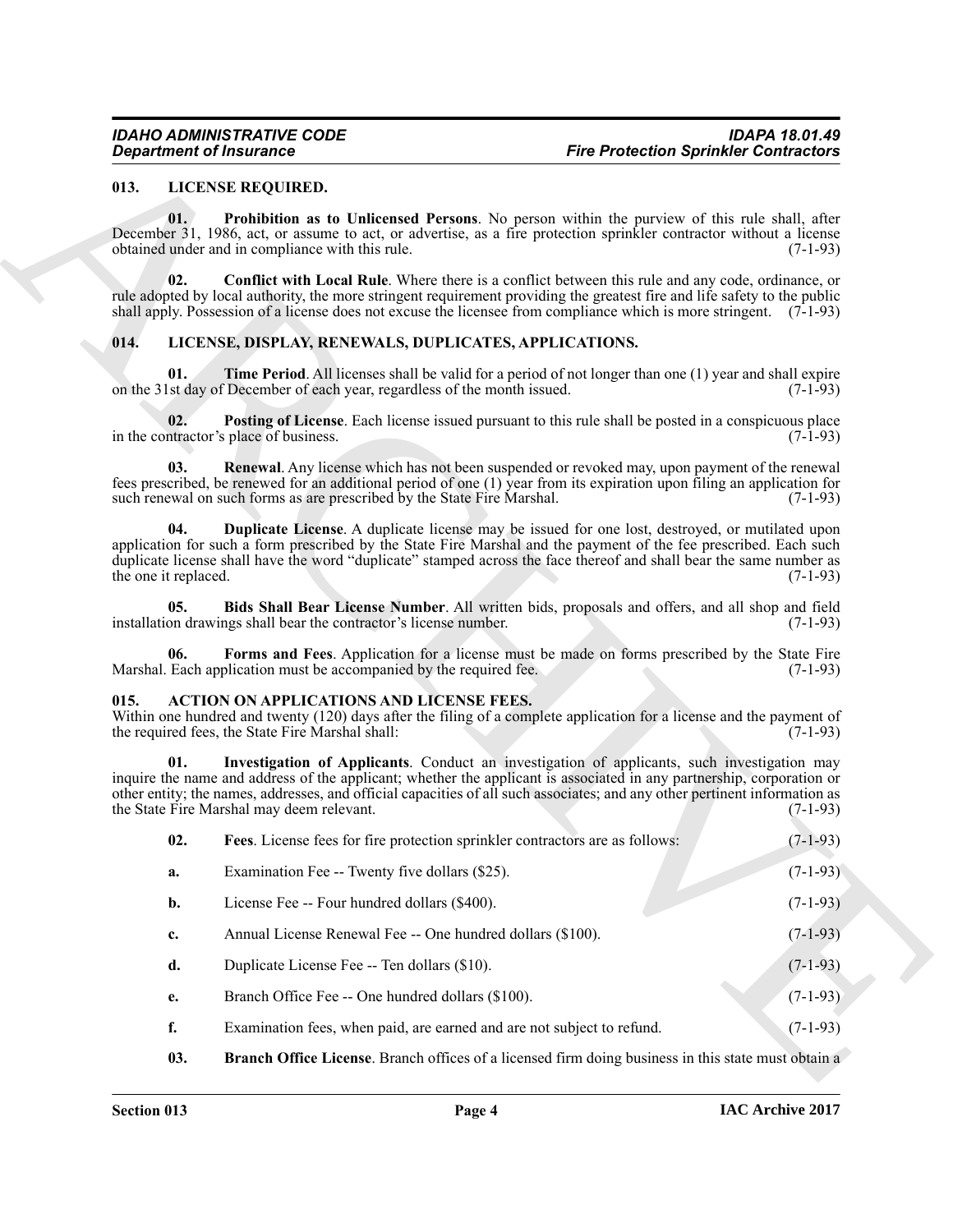### 013. LICENSE REQUIRED.

**01. Prohibition as to Unlicensed Persons**. No person within the purview of this rule shall, after December 31, 1986, act, or assume to act, or advertise, as a fire protection sprinkler contractor without a license obtained under and in compliance with this rule. (7-1-93)

**02. Conflict with Local Rule**. Where there is a conflict between this rule and any code, ordinance, or rule adopted by local authority, the more stringent requirement providing the greatest fire and life safety to the public shall apply. Possession of a license does not excuse the licensee from compliance which is more stringent. (7-1-93)

### 014. LICENSE, DISPLAY, RENEWALS, DUPLICATES, APPLICATIONS.

**01. Time Period**. All licenses shall be valid for a period of not longer than one (1) year and shall expire on the 31st day of December of each year, regardless of the month issued. (7-1-93)

**02. Posting of License**. Each license issued pursuant to this rule shall be posted in a conspicuous place in the contractor's place of business. (7-1-93)

**03. Renewal**. Any license which has not been suspended or revoked may, upon payment of the renewal fees prescribed, be renewed for an additional period of one (1) year from its expiration upon filing an application for such renewal on such forms as are prescribed by the State Fire Marshal. (7-1-93)

**04. Duplicate License**. A duplicate license may be issued for one lost, destroyed, or mutilated upon application for such a form prescribed by the State Fire Marshal and the payment of the fee prescribed. Each such duplicate license shall have the word "duplicate" stamped across the face thereof and shall bear the same number as the one it replaced. (7-1-93)

**05. Bids Shall Bear License Number**. All written bids, proposals and offers, and all shop and field installation drawings shall bear the contractor's license number. (7-1-93)

**06. Forms and Fees**. Application for a license must be made on forms prescribed by the State Fire Marshal. Each application must be accompanied by the required fee. (7-1-93)

### 015. ACTION ON APPLICATIONS AND LICENSE FEES.

Within one hundred and twenty (120) days after the filing of a complete application for a license and the payment of the required fees, the State Fire Marshal shall: (7-1-93)

**01. Investigation of Applicants**. Conduct an investigation of applicants, such investigation may inquire the name and address of the applicant; whether the applicant is associated in any partnership, corporation or other entity; the names, addresses, and official capacities of all such associates; and any other pertinent information as the State Fire Marshal may deem relevant. (7-1-93)

**02. Fees**. License fees for fire protection sprinkler contractors are as follows: (7-1-93)

**a.** Examination Fee -- Twenty five dollars ($25). (7-1-93)

**b.** License Fee -- Four hundred dollars ($400). (7-1-93)

**c.** Annual License Renewal Fee -- One hundred dollars ($100). (7-1-93)

**d.** Duplicate License Fee -- Ten dollars ($10). (7-1-93)

**e.** Branch Office Fee -- One hundred dollars ($100). (7-1-93)

**f.** Examination fees, when paid, are earned and are not subject to refund. (7-1-93)

**03. Branch Office License**. Branch offices of a licensed firm doing business in this state must obtain a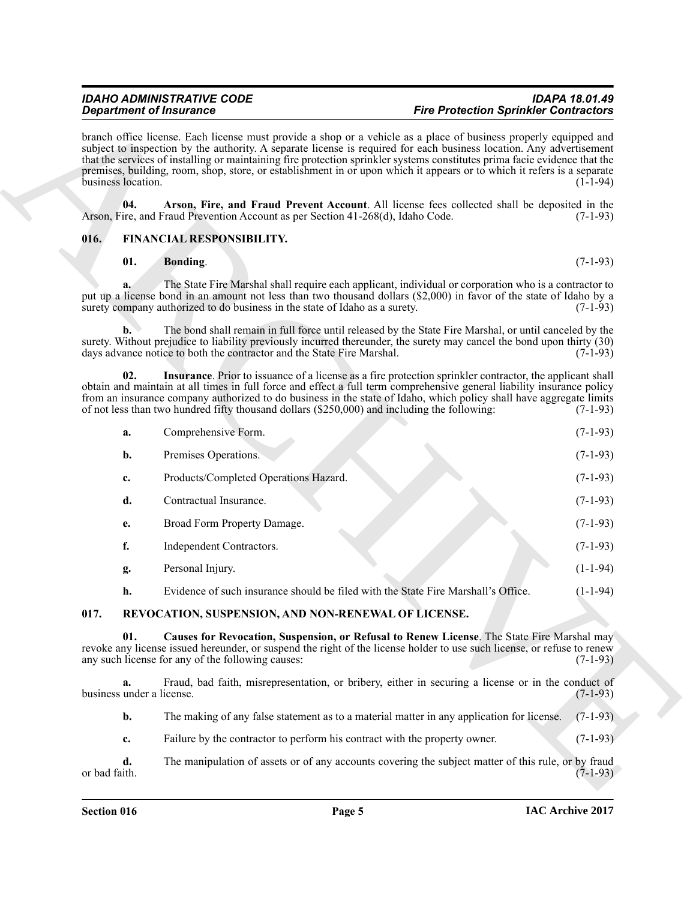branch office license. Each license must provide a shop or a vehicle as a place of business properly equipped and subject to inspection by the authority. A separate license is required for each business location. Any advertisement that the services of installing or maintaining fire protection sprinkler systems constitutes prima facie evidence that the premises, building, room, shop, store, or establishment in or upon which it appears or to which it refers is a separate business location. (1-1-94)

**04. Arson, Fire, and Fraud Prevent Account**. All license fees collected shall be deposited in the Arson, Fire, and Fraud Prevention Account as per Section 41-268(d), Idaho Code. (7-1-93)

## 016. FINANCIAL RESPONSIBILITY.

**01. Bonding**. (7-1-93)

**a.** The State Fire Marshal shall require each applicant, individual or corporation who is a contractor to put up a license bond in an amount not less than two thousand dollars ($2,000) in favor of the state of Idaho by a surety company authorized to do business in the state of Idaho as a surety. (7-1-93)

**b.** The bond shall remain in full force until released by the State Fire Marshal, or until canceled by the surety. Without prejudice to liability previously incurred thereunder, the surety may cancel the bond upon thirty (30) days advance notice to both the contractor and the State Fire Marshal. (7-1-93)

**02. Insurance**. Prior to issuance of a license as a fire protection sprinkler contractor, the applicant shall obtain and maintain at all times in full force and effect a full term comprehensive general liability insurance policy from an insurance company authorized to do business in the state of Idaho, which policy shall have aggregate limits of not less than two hundred fifty thousand dollars ($250,000) and including the following: (7-1-93)

**a.** Comprehensive Form. (7-1-93)

**b.** Premises Operations. (7-1-93)

**c.** Products/Completed Operations Hazard. (7-1-93)

**d.** Contractual Insurance. (7-1-93)

**e.** Broad Form Property Damage. (7-1-93)

**f.** Independent Contractors. (7-1-93)

**g.** Personal Injury. (1-1-94)

**h.** Evidence of such insurance should be filed with the State Fire Marshall's Office. (1-1-94)

## 017. REVOCATION, SUSPENSION, AND NON-RENEWAL OF LICENSE.

**01. Causes for Revocation, Suspension, or Refusal to Renew License**. The State Fire Marshal may revoke any license issued hereunder, or suspend the right of the license holder to use such license, or refuse to renew any such license for any of the following causes: (7-1-93)

**a.** Fraud, bad faith, misrepresentation, or bribery, either in securing a license or in the conduct of business under a license. (7-1-93)

**b.** The making of any false statement as to a material matter in any application for license. (7-1-93)

**c.** Failure by the contractor to perform his contract with the property owner. (7-1-93)

**d.** The manipulation of assets or of any accounts covering the subject matter of this rule, or by fraud or bad faith. (7-1-93)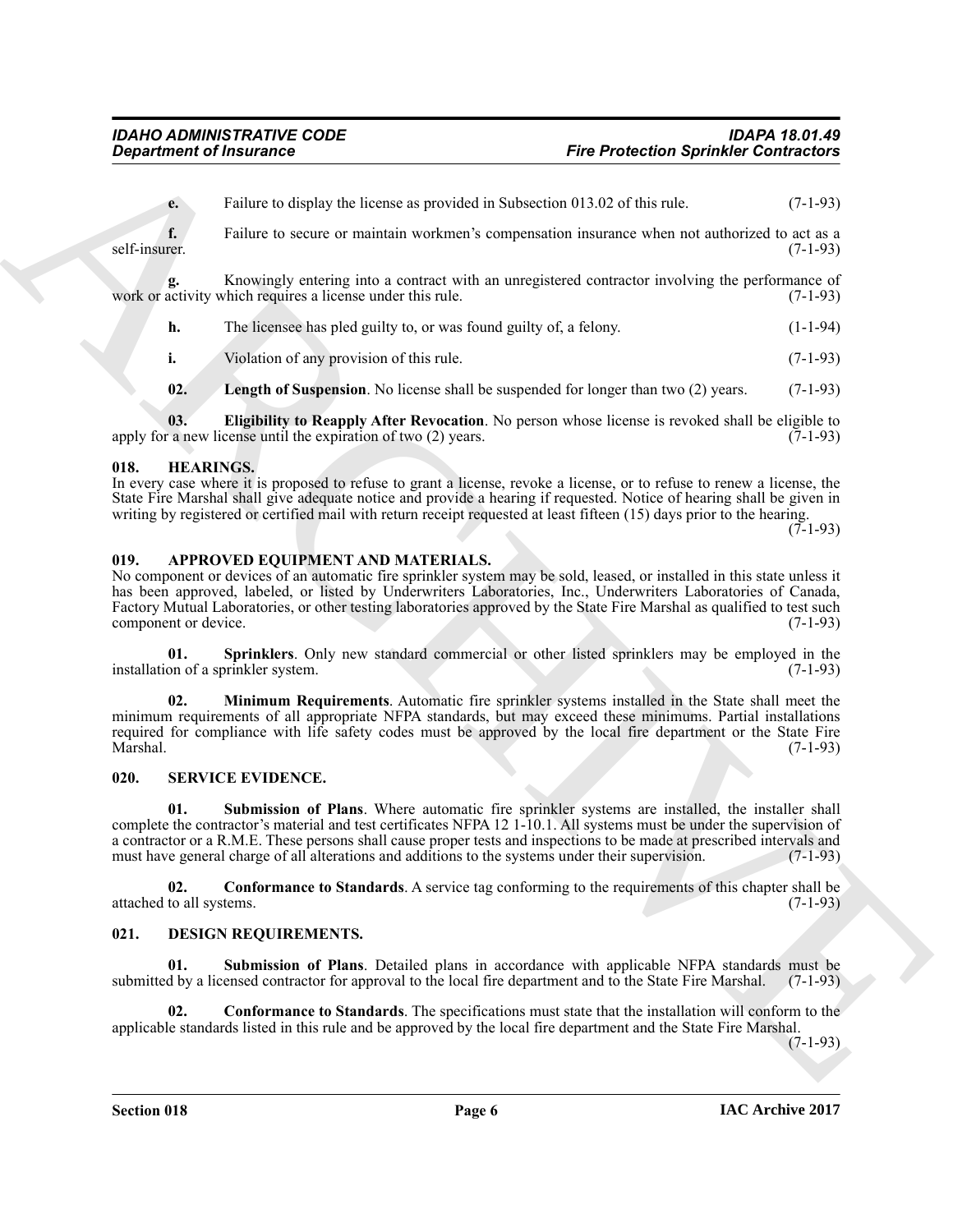**e.** Failure to display the license as provided in Subsection 013.02 of this rule. (7-1-93)

**f.** Failure to secure or maintain workmen's compensation insurance when not authorized to act as a self-insurer. (7-1-93)

**g.** Knowingly entering into a contract with an unregistered contractor involving the performance of work or activity which requires a license under this rule. (7-1-93)

**h.** The licensee has pled guilty to, or was found guilty of, a felony. (1-1-94)

**i.** Violation of any provision of this rule. (7-1-93)

**02. Length of Suspension**. No license shall be suspended for longer than two (2) years. (7-1-93)

**03. Eligibility to Reapply After Revocation**. No person whose license is revoked shall be eligible to apply for a new license until the expiration of two (2) years. (7-1-93)

### 018. HEARINGS.

In every case where it is proposed to refuse to grant a license, revoke a license, or to refuse to renew a license, the State Fire Marshal shall give adequate notice and provide a hearing if requested. Notice of hearing shall be given in writing by registered or certified mail with return receipt requested at least fifteen (15) days prior to the hearing. (7-1-93)

### 019. APPROVED EQUIPMENT AND MATERIALS.

No component or devices of an automatic fire sprinkler system may be sold, leased, or installed in this state unless it has been approved, labeled, or listed by Underwriters Laboratories, Inc., Underwriters Laboratories of Canada, Factory Mutual Laboratories, or other testing laboratories approved by the State Fire Marshal as qualified to test such component or device. (7-1-93)

**01. Sprinklers**. Only new standard commercial or other listed sprinklers may be employed in the installation of a sprinkler system. (7-1-93)

**02. Minimum Requirements**. Automatic fire sprinkler systems installed in the State shall meet the minimum requirements of all appropriate NFPA standards, but may exceed these minimums. Partial installations required for compliance with life safety codes must be approved by the local fire department or the State Fire Marshal. (7-1-93)

### 020. SERVICE EVIDENCE.

**01. Submission of Plans**. Where automatic fire sprinkler systems are installed, the installer shall complete the contractor's material and test certificates NFPA 12 1-10.1. All systems must be under the supervision of a contractor or a R.M.E. These persons shall cause proper tests and inspections to be made at prescribed intervals and must have general charge of all alterations and additions to the systems under their supervision. (7-1-93)

**02. Conformance to Standards**. A service tag conforming to the requirements of this chapter shall be attached to all systems. (7-1-93)

### 021. DESIGN REQUIREMENTS.

**01. Submission of Plans**. Detailed plans in accordance with applicable NFPA standards must be submitted by a licensed contractor for approval to the local fire department and to the State Fire Marshal. (7-1-93)

**02. Conformance to Standards**. The specifications must state that the installation will conform to the applicable standards listed in this rule and be approved by the local fire department and the State Fire Marshal. (7-1-93)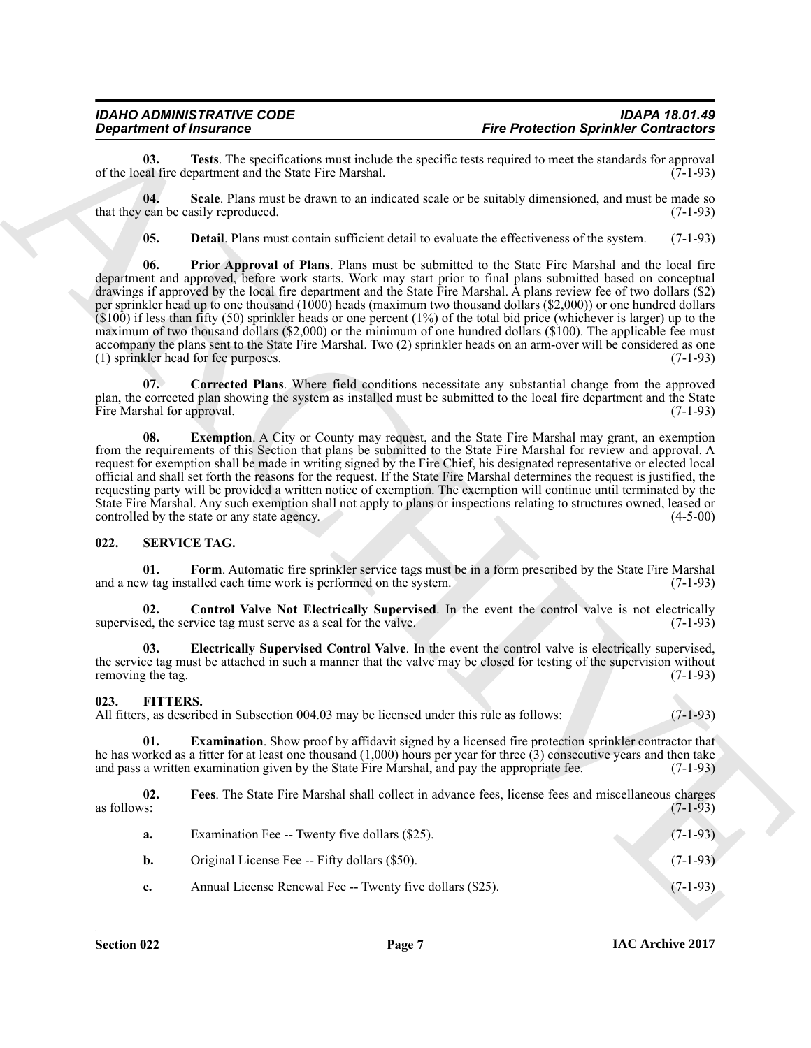**03. Tests**. The specifications must include the specific tests required to meet the standards for approval of the local fire department and the State Fire Marshal. (7-1-93)

**04. Scale**. Plans must be drawn to an indicated scale or be suitably dimensioned, and must be made so that they can be easily reproduced. (7-1-93)

**05. Detail**. Plans must contain sufficient detail to evaluate the effectiveness of the system. (7-1-93)

**06. Prior Approval of Plans**. Plans must be submitted to the State Fire Marshal and the local fire department and approved, before work starts. Work may start prior to final plans submitted based on conceptual drawings if approved by the local fire department and the State Fire Marshal. A plans review fee of two dollars ($2) per sprinkler head up to one thousand (1000) heads (maximum two thousand dollars ($2,000)) or one hundred dollars ($100) if less than fifty (50) sprinkler heads or one percent (1%) of the total bid price (whichever is larger) up to the maximum of two thousand dollars ($2,000) or the minimum of one hundred dollars ($100). The applicable fee must accompany the plans sent to the State Fire Marshal. Two (2) sprinkler heads on an arm-over will be considered as one (1) sprinkler head for fee purposes. (7-1-93)

**07. Corrected Plans**. Where field conditions necessitate any substantial change from the approved plan, the corrected plan showing the system as installed must be submitted to the local fire department and the State Fire Marshal for approval. (7-1-93)

**08. Exemption**. A City or County may request, and the State Fire Marshal may grant, an exemption from the requirements of this Section that plans be submitted to the State Fire Marshal for review and approval. A request for exemption shall be made in writing signed by the Fire Chief, his designated representative or elected local official and shall set forth the reasons for the request. If the State Fire Marshal determines the request is justified, the requesting party will be provided a written notice of exemption. The exemption will continue until terminated by the State Fire Marshal. Any such exemption shall not apply to plans or inspections relating to structures owned, leased or controlled by the state or any state agency. (4-5-00)

## 022. SERVICE TAG.

**01. Form**. Automatic fire sprinkler service tags must be in a form prescribed by the State Fire Marshal and a new tag installed each time work is performed on the system. (7-1-93)

**02. Control Valve Not Electrically Supervised**. In the event the control valve is not electrically supervised, the service tag must serve as a seal for the valve. (7-1-93)

**03. Electrically Supervised Control Valve**. In the event the control valve is electrically supervised, the service tag must be attached in such a manner that the valve may be closed for testing of the supervision without removing the tag. (7-1-93)

## 023. FITTERS.

All fitters, as described in Subsection 004.03 may be licensed under this rule as follows: (7-1-93)

**01. Examination**. Show proof by affidavit signed by a licensed fire protection sprinkler contractor that he has worked as a fitter for at least one thousand (1,000) hours per year for three (3) consecutive years and then take and pass a written examination given by the State Fire Marshal, and pay the appropriate fee. (7-1-93)

**02. Fees**. The State Fire Marshal shall collect in advance fees, license fees and miscellaneous charges as follows: (7-1-93)

**a.** Examination Fee -- Twenty five dollars ($25). (7-1-93)

**b.** Original License Fee -- Fifty dollars ($50). (7-1-93)

**c.** Annual License Renewal Fee -- Twenty five dollars ($25). (7-1-93)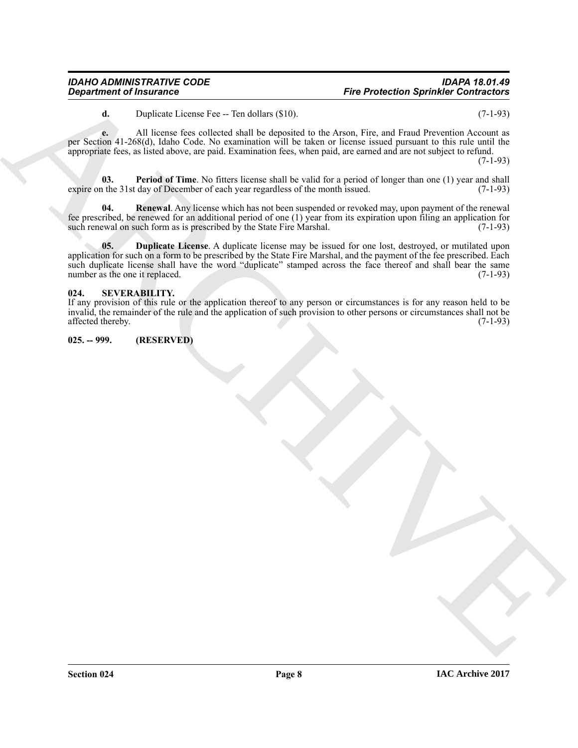**d.** Duplicate License Fee -- Ten dollars ($10). (7-1-93)

**e.** All license fees collected shall be deposited to the Arson, Fire, and Fraud Prevention Account as per Section 41-268(d), Idaho Code. No examination will be taken or license issued pursuant to this rule until the appropriate fees, as listed above, are paid. Examination fees, when paid, are earned and are not subject to refund. (7-1-93)

**03. Period of Time**. No fitters license shall be valid for a period of longer than one (1) year and shall expire on the 31st day of December of each year regardless of the month issued. (7-1-93)

**04. Renewal**. Any license which has not been suspended or revoked may, upon payment of the renewal fee prescribed, be renewed for an additional period of one (1) year from its expiration upon filing an application for such renewal on such form as is prescribed by the State Fire Marshal. (7-1-93)

**05. Duplicate License**. A duplicate license may be issued for one lost, destroyed, or mutilated upon application for such on a form to be prescribed by the State Fire Marshal, and the payment of the fee prescribed. Each such duplicate license shall have the word "duplicate" stamped across the face thereof and shall bear the same number as the one it replaced. (7-1-93)

## 024. SEVERABILITY.

If any provision of this rule or the application thereof to any person or circumstances is for any reason held to be invalid, the remainder of the rule and the application of such provision to other persons or circumstances shall not be affected thereby. (7-1-93)

## 025. -- 999. (RESERVED)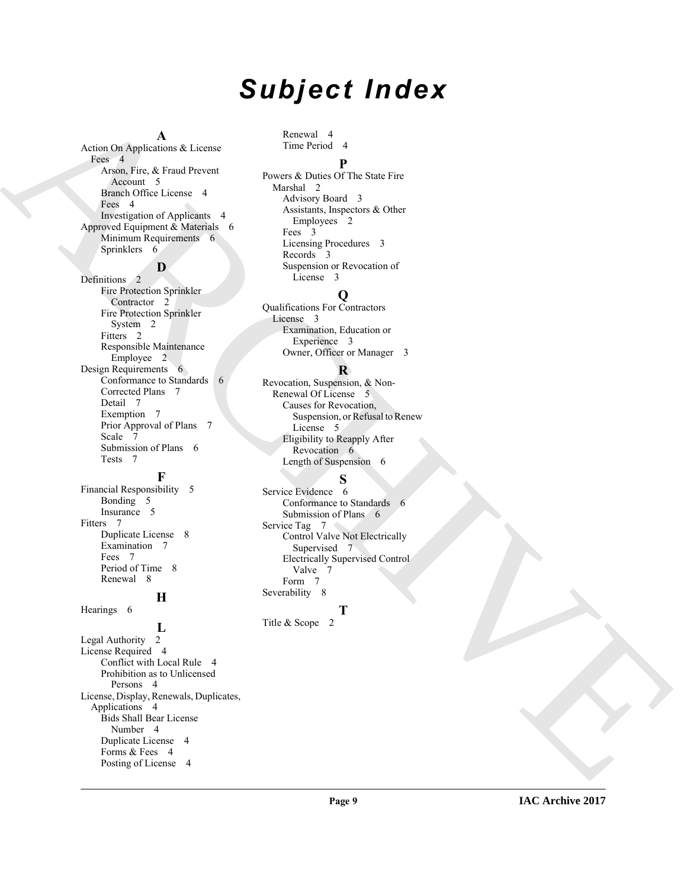# Subject Index

**A**

Action On Applications & License Fees 4
- Arson, Fire, & Fraud Prevent Account 5
- Branch Office License 4
- Fees 4
- Investigation of Applicants 4

Approved Equipment & Materials 6
- Minimum Requirements 6
- Sprinklers 6

**D**

Definitions 2
- Fire Protection Sprinkler Contractor 2
- Fire Protection Sprinkler System 2
- Fitters 2
- Responsible Maintenance Employee 2

Design Requirements 6
- Conformance to Standards 6
- Corrected Plans 7
- Detail 7
- Exemption 7
- Prior Approval of Plans 7
- Scale 7
- Submission of Plans 6
- Tests 7

**F**

Financial Responsibility 5
- Bonding 5
- Insurance 5

Fitters 7
- Duplicate License 8
- Examination 7
- Fees 7
- Period of Time 8
- Renewal 8

**H**

Hearings 6

**L**

Legal Authority 2

License Required 4
- Conflict with Local Rule 4
- Prohibition as to Unlicensed Persons 4

License, Display, Renewals, Duplicates, Applications 4
- Bids Shall Bear License Number 4
- Duplicate License 4
- Forms & Fees 4
- Posting of License 4
- Renewal 4
- Time Period 4

**P**

Powers & Duties Of The State Fire Marshal 2
- Advisory Board 3
- Assistants, Inspectors & Other Employees 2
- Fees 3
- Licensing Procedures 3
- Records 3
- Suspension or Revocation of License 3

**Q**

Qualifications For Contractors License 3
- Examination, Education or Experience 3
- Owner, Officer or Manager 3

**R**

Revocation, Suspension, & Non-Renewal Of License 5
- Causes for Revocation, Suspension, or Refusal to Renew License 5
- Eligibility to Reapply After Revocation 6
- Length of Suspension 6

**S**

Service Evidence 6
- Conformance to Standards 6
- Submission of Plans 6

Service Tag 7
- Control Valve Not Electrically Supervised 7
- Electrically Supervised Control Valve 7
- Form 7

Severability 8

**T**

Title & Scope 2